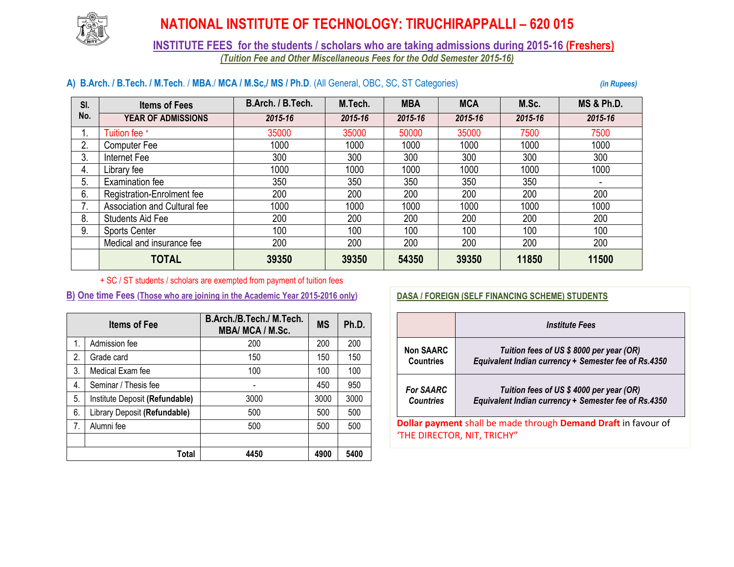# NATIONAL INSTITUTE OF TECHNOLOGY: TIRUCHIRAPPALLI – 620 015

## INSTITUTE FEES for the students / scholars who are taking admissions during 2015-16 (Freshers)

*(Tuition Fee and Other Miscellaneous Fees for the Odd Semester 2015-16)*

### A) B.Arch. / B.Tech. / M.Tech. / MBA./ MCA / M.Sc,/ MS / Ph.D. (All General, OBC, SC, ST Categories)

*(in Rupees)*

| Sl. No. | Items of Fees | B.Arch. / B.Tech. | M.Tech. | MBA | MCA | M.Sc. | MS & Ph.D. |
|---|---|---|---|---|---|---|---|
| | YEAR OF ADMISSIONS | 2015-16 | 2015-16 | 2015-16 | 2015-16 | 2015-16 | 2015-16 |
| 1. | Tuition fee + | 35000 | 35000 | 50000 | 35000 | 7500 | 7500 |
| 2. | Computer Fee | 1000 | 1000 | 1000 | 1000 | 1000 | 1000 |
| 3. | Internet Fee | 300 | 300 | 300 | 300 | 300 | 300 |
| 4. | Library fee | 1000 | 1000 | 1000 | 1000 | 1000 | 1000 |
| 5. | Examination fee | 350 | 350 | 350 | 350 | 350 | - |
| 6. | Registration-Enrolment fee | 200 | 200 | 200 | 200 | 200 | 200 |
| 7. | Association and Cultural fee | 1000 | 1000 | 1000 | 1000 | 1000 | 1000 |
| 8. | Students Aid Fee | 200 | 200 | 200 | 200 | 200 | 200 |
| 9. | Sports Center | 100 | 100 | 100 | 100 | 100 | 100 |
| | Medical and insurance fee | 200 | 200 | 200 | 200 | 200 | 200 |
| | **TOTAL** | **39350** | **39350** | **54350** | **39350** | **11850** | **11500** |

+ SC / ST students / scholars are exempted from payment of tuition fees

### B) One time Fees (Those who are joining in the Academic Year 2015-2016 only)

| | Items of Fee | B.Arch./B.Tech./ M.Tech. MBA/ MCA / M.Sc. | MS | Ph.D. |
|---|---|---|---|---|
| 1. | Admission fee | 200 | 200 | 200 |
| 2. | Grade card | 150 | 150 | 150 |
| 3. | Medical Exam fee | 100 | 100 | 100 |
| 4. | Seminar / Thesis fee | - | 450 | 950 |
| 5. | Institute Deposit **(Refundable)** | 3000 | 3000 | 3000 |
| 6. | Library Deposit **(Refundable)** | 500 | 500 | 500 |
| 7. | Alumni fee | 500 | 500 | 500 |
| | | | | |
| | **Total** | **4450** | **4900** | **5400** |

### DASA / FOREIGN (SELF FINANCING SCHEME) STUDENTS

| | *Institute Fees* |
|---|---|
| **Non SAARC Countries** | *Tuition fees of US $ 8000 per year (OR) Equivalent Indian currency + Semester fee of Rs.4350* |
| ***For SAARC Countries*** | *Tuition fees of US $ 4000 per year (OR) Equivalent Indian currency + Semester fee of Rs.4350* |

**Dollar payment** shall be made through **Demand Draft** in favour of 'THE DIRECTOR, NIT, TRICHY"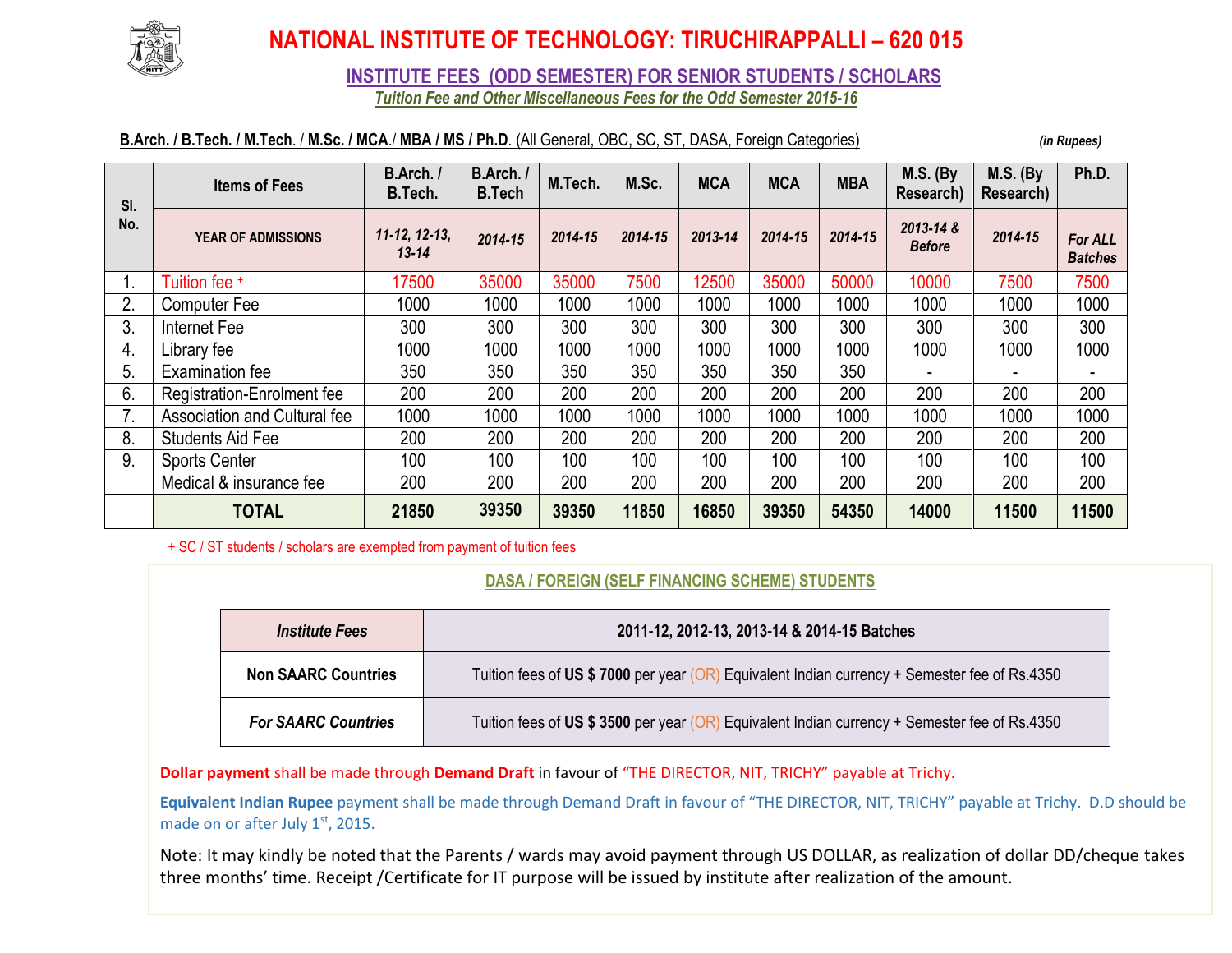# NATIONAL INSTITUTE OF TECHNOLOGY: TIRUCHIRAPPALLI – 620 015

## INSTITUTE FEES (ODD SEMESTER) FOR SENIOR STUDENTS / SCHOLARS

***Tuition Fee and Other Miscellaneous Fees for the Odd Semester 2015-16***

**B.Arch. / B.Tech. / M.Tech**. / **M.Sc. / MCA**./ **MBA / MS / Ph.D**. (All General, OBC, SC, ST, DASA, Foreign Categories) *(in Rupees)*

| Sl. No. | Items of Fees | B.Arch. / B.Tech. | B.Arch. / B.Tech | M.Tech. | M.Sc. | MCA | MCA | MBA | M.S. (By Research) | M.S. (By Research) | Ph.D. |
|---|---|---|---|---|---|---|---|---|---|---|---|
| | YEAR OF ADMISSIONS | *11-12, 12-13, 13-14* | *2014-15* | *2014-15* | *2014-15* | *2013-14* | *2014-15* | *2014-15* | *2013-14 & Before* | *2014-15* | *For ALL Batches* |
| 1. | Tuition fee + | 17500 | 35000 | 35000 | 7500 | 12500 | 35000 | 50000 | 10000 | 7500 | 7500 |
| 2. | Computer Fee | 1000 | 1000 | 1000 | 1000 | 1000 | 1000 | 1000 | 1000 | 1000 | 1000 |
| 3. | Internet Fee | 300 | 300 | 300 | 300 | 300 | 300 | 300 | 300 | 300 | 300 |
| 4. | Library fee | 1000 | 1000 | 1000 | 1000 | 1000 | 1000 | 1000 | 1000 | 1000 | 1000 |
| 5. | Examination fee | 350 | 350 | 350 | 350 | 350 | 350 | 350 | - | - | - |
| 6. | Registration-Enrolment fee | 200 | 200 | 200 | 200 | 200 | 200 | 200 | 200 | 200 | 200 |
| 7. | Association and Cultural fee | 1000 | 1000 | 1000 | 1000 | 1000 | 1000 | 1000 | 1000 | 1000 | 1000 |
| 8. | Students Aid Fee | 200 | 200 | 200 | 200 | 200 | 200 | 200 | 200 | 200 | 200 |
| 9. | Sports Center | 100 | 100 | 100 | 100 | 100 | 100 | 100 | 100 | 100 | 100 |
| | Medical & insurance fee | 200 | 200 | 200 | 200 | 200 | 200 | 200 | 200 | 200 | 200 |
| | **TOTAL** | **21850** | **39350** | **39350** | **11850** | **16850** | **39350** | **54350** | **14000** | **11500** | **11500** |

+ SC / ST students / scholars are exempted from payment of tuition fees

### DASA / FOREIGN (SELF FINANCING SCHEME) STUDENTS

| *Institute Fees* | **2011-12, 2012-13, 2013-14 & 2014-15 Batches** |
|---|---|
| **Non SAARC Countries** | Tuition fees of **US $ 7000** per year (OR) Equivalent Indian currency + Semester fee of Rs.4350 |
| ***For SAARC Countries*** | Tuition fees of **US $ 3500** per year (OR) Equivalent Indian currency + Semester fee of Rs.4350 |

**Dollar payment** shall be made through **Demand Draft** in favour of "THE DIRECTOR, NIT, TRICHY" payable at Trichy.

**Equivalent Indian Rupee** payment shall be made through Demand Draft in favour of "THE DIRECTOR, NIT, TRICHY" payable at Trichy. D.D should be made on or after July 1st, 2015.

Note: It may kindly be noted that the Parents / wards may avoid payment through US DOLLAR, as realization of dollar DD/cheque takes three months' time. Receipt /Certificate for IT purpose will be issued by institute after realization of the amount.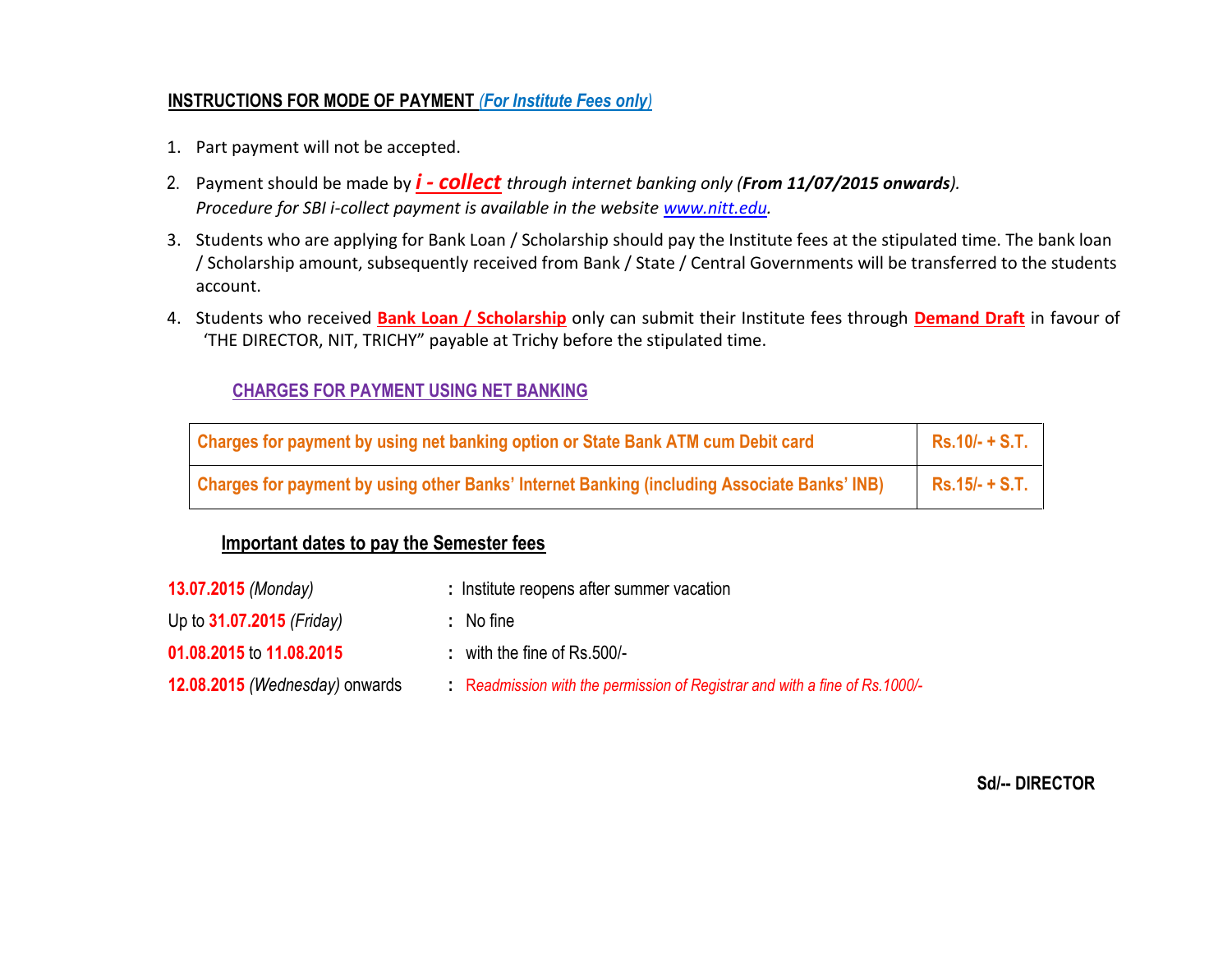## INSTRUCTIONS FOR MODE OF PAYMENT *(For Institute Fees only)*

1. Part payment will not be accepted.
2. Payment should be made by ***i - collect*** *through internet banking only* (***From 11/07/2015 onwards***).
   *Procedure for SBI i-collect payment is available in the website www.nitt.edu.*
3. Students who are applying for Bank Loan / Scholarship should pay the Institute fees at the stipulated time. The bank loan / Scholarship amount, subsequently received from Bank / State / Central Governments will be transferred to the students account.
4. Students who received **Bank Loan / Scholarship** only can submit their Institute fees through **Demand Draft** in favour of 'THE DIRECTOR, NIT, TRICHY" payable at Trichy before the stipulated time.

### CHARGES FOR PAYMENT USING NET BANKING

| | |
|---|---|
| **Charges for payment by using net banking option or State Bank ATM cum Debit card** | **Rs.10/- + S.T.** |
| **Charges for payment by using other Banks' Internet Banking (including Associate Banks' INB)** | **Rs.15/- + S.T.** |

### Important dates to pay the Semester fees

**13.07.2015** *(Monday)* : Institute reopens after summer vacation

Up to **31.07.2015** *(Friday)* : No fine

**01.08.2015** to **11.08.2015** : with the fine of Rs.500/-

**12.08.2015** *(Wednesday)* onwards : *Readmission with the permission of Registrar and with a fine of Rs.1000/-*

**Sd/-- DIRECTOR**